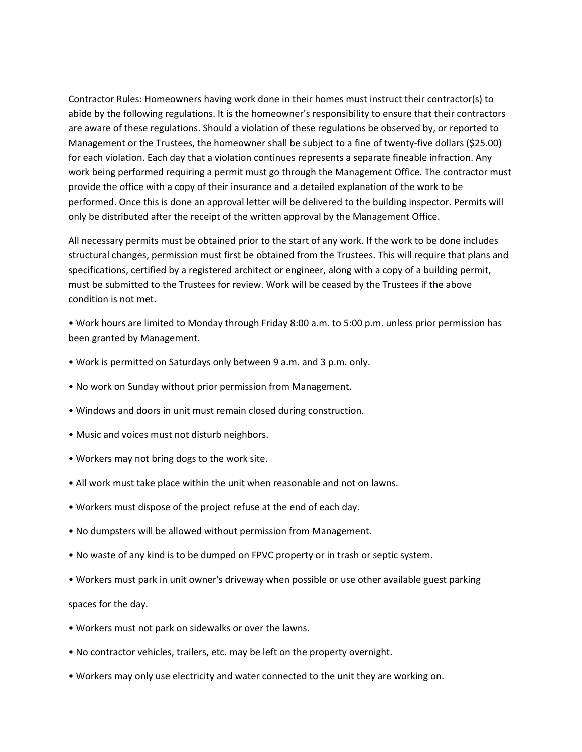Contractor Rules: Homeowners having work done in their homes must instruct their contractor(s) to abide by the following regulations. It is the homeowner's responsibility to ensure that their contractors are aware of these regulations. Should a violation of these regulations be observed by, or reported to Management or the Trustees, the homeowner shall be subject to a fine of twenty-five dollars ($25.00) for each violation. Each day that a violation continues represents a separate fineable infraction. Any work being performed requiring a permit must go through the Management Office. The contractor must provide the office with a copy of their insurance and a detailed explanation of the work to be performed. Once this is done an approval letter will be delivered to the building inspector. Permits will only be distributed after the receipt of the written approval by the Management Office.

All necessary permits must be obtained prior to the start of any work. If the work to be done includes structural changes, permission must first be obtained from the Trustees. This will require that plans and specifications, certified by a registered architect or engineer, along with a copy of a building permit, must be submitted to the Trustees for review. Work will be ceased by the Trustees if the above condition is not met.

• Work hours are limited to Monday through Friday 8:00 a.m. to 5:00 p.m. unless prior permission has been granted by Management.

• Work is permitted on Saturdays only between 9 a.m. and 3 p.m. only.

• No work on Sunday without prior permission from Management.

• Windows and doors in unit must remain closed during construction.

• Music and voices must not disturb neighbors.

• Workers may not bring dogs to the work site.

• All work must take place within the unit when reasonable and not on lawns.

• Workers must dispose of the project refuse at the end of each day.

• No dumpsters will be allowed without permission from Management.

• No waste of any kind is to be dumped on FPVC property or in trash or septic system.

• Workers must park in unit owner's driveway when possible or use other available guest parking spaces for the day.

• Workers must not park on sidewalks or over the lawns.

• No contractor vehicles, trailers, etc. may be left on the property overnight.

• Workers may only use electricity and water connected to the unit they are working on.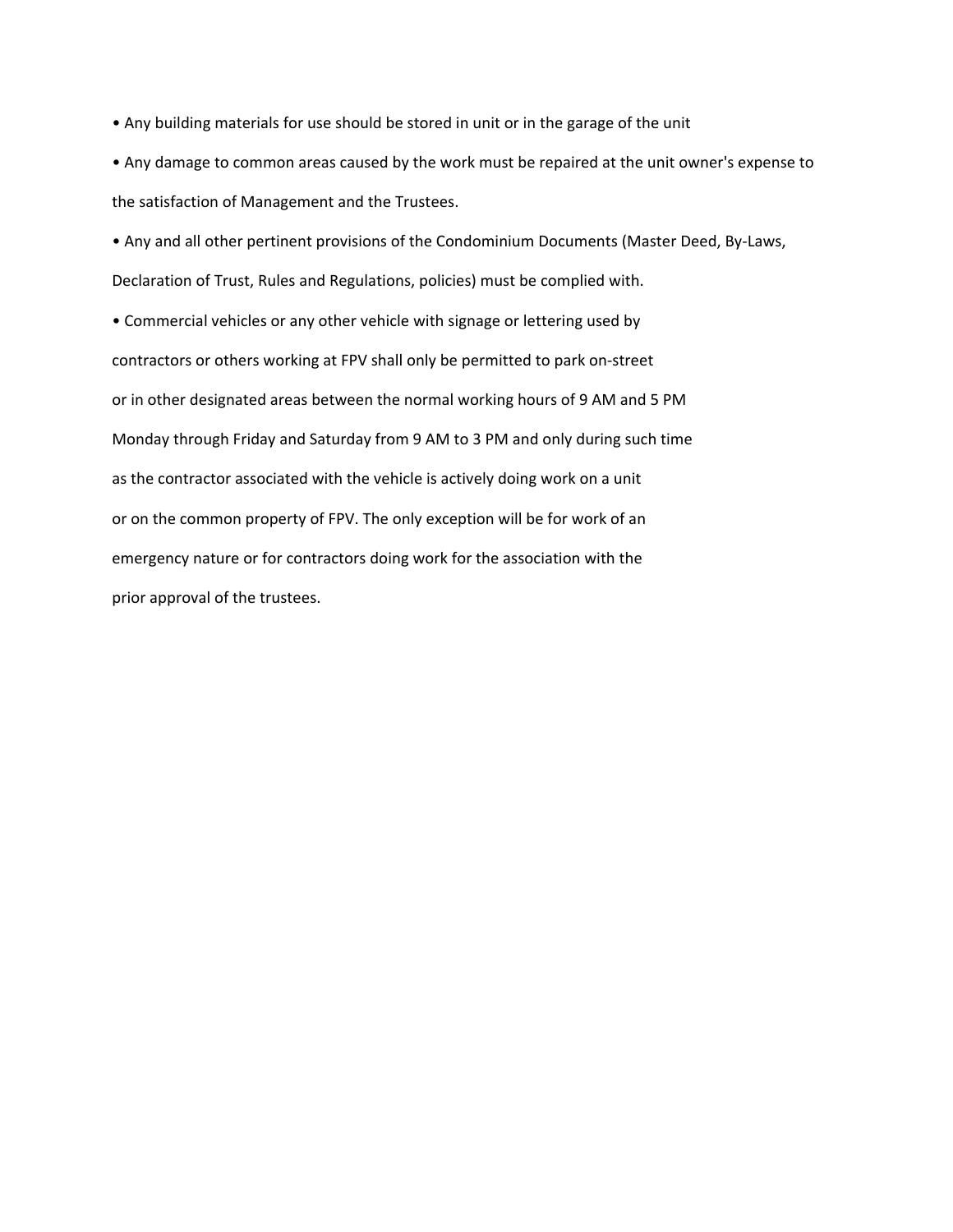- Any building materials for use should be stored in unit or in the garage of the unit
- Any damage to common areas caused by the work must be repaired at the unit owner's expense to the satisfaction of Management and the Trustees.
- Any and all other pertinent provisions of the Condominium Documents (Master Deed, By-Laws, Declaration of Trust, Rules and Regulations, policies) must be complied with.
- Commercial vehicles or any other vehicle with signage or lettering used by contractors or others working at FPV shall only be permitted to park on-street or in other designated areas between the normal working hours of 9 AM and 5 PM Monday through Friday and Saturday from 9 AM to 3 PM and only during such time as the contractor associated with the vehicle is actively doing work on a unit or on the common property of FPV. The only exception will be for work of an emergency nature or for contractors doing work for the association with the prior approval of the trustees.